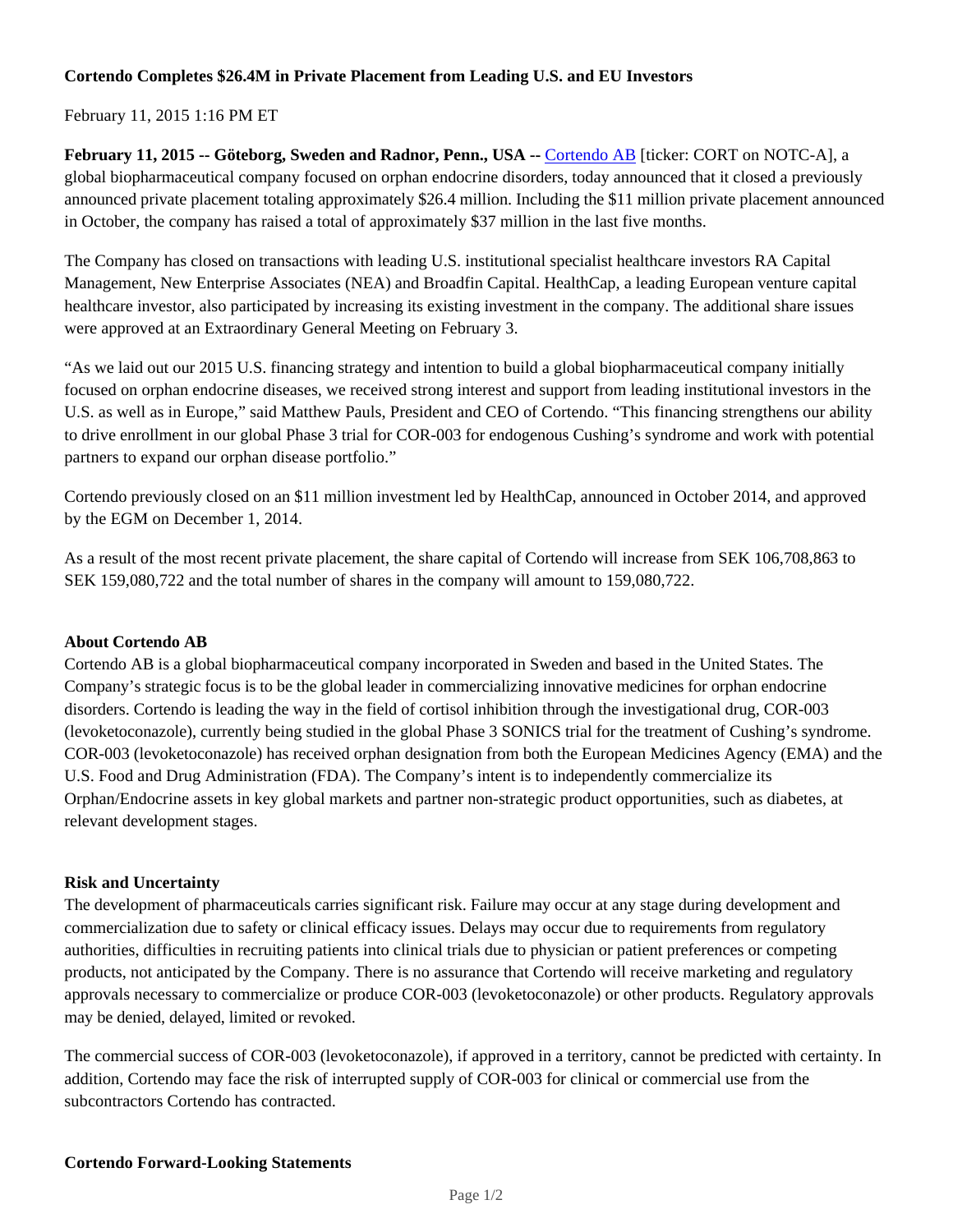**Cortendo Completes $26.4M in Private Placement from Leading U.S. and EU Investors**

February 11, 2015 1:16 PM ET

**February 11, 2015 -- Göteborg, Sweden and Radnor, Penn., USA --** Cortendo AB [ticker: CORT on NOTC-A], a global biopharmaceutical company focused on orphan endocrine disorders, today announced that it closed a previously announced private placement totaling approximately $26.4 million. Including the $11 million private placement announced in October, the company has raised a total of approximately $37 million in the last five months.

The Company has closed on transactions with leading U.S. institutional specialist healthcare investors RA Capital Management, New Enterprise Associates (NEA) and Broadfin Capital. HealthCap, a leading European venture capital healthcare investor, also participated by increasing its existing investment in the company. The additional share issues were approved at an Extraordinary General Meeting on February 3.

"As we laid out our 2015 U.S. financing strategy and intention to build a global biopharmaceutical company initially focused on orphan endocrine diseases, we received strong interest and support from leading institutional investors in the U.S. as well as in Europe," said Matthew Pauls, President and CEO of Cortendo. "This financing strengthens our ability to drive enrollment in our global Phase 3 trial for COR-003 for endogenous Cushing's syndrome and work with potential partners to expand our orphan disease portfolio."

Cortendo previously closed on an $11 million investment led by HealthCap, announced in October 2014, and approved by the EGM on December 1, 2014.

As a result of the most recent private placement, the share capital of Cortendo will increase from SEK 106,708,863 to SEK 159,080,722 and the total number of shares in the company will amount to 159,080,722.

**About Cortendo AB**

Cortendo AB is a global biopharmaceutical company incorporated in Sweden and based in the United States. The Company's strategic focus is to be the global leader in commercializing innovative medicines for orphan endocrine disorders. Cortendo is leading the way in the field of cortisol inhibition through the investigational drug, COR-003 (levoketoconazole), currently being studied in the global Phase 3 SONICS trial for the treatment of Cushing's syndrome. COR-003 (levoketoconazole) has received orphan designation from both the European Medicines Agency (EMA) and the U.S. Food and Drug Administration (FDA). The Company's intent is to independently commercialize its Orphan/Endocrine assets in key global markets and partner non-strategic product opportunities, such as diabetes, at relevant development stages.

**Risk and Uncertainty**

The development of pharmaceuticals carries significant risk. Failure may occur at any stage during development and commercialization due to safety or clinical efficacy issues. Delays may occur due to requirements from regulatory authorities, difficulties in recruiting patients into clinical trials due to physician or patient preferences or competing products, not anticipated by the Company. There is no assurance that Cortendo will receive marketing and regulatory approvals necessary to commercialize or produce COR-003 (levoketoconazole) or other products. Regulatory approvals may be denied, delayed, limited or revoked.

The commercial success of COR-003 (levoketoconazole), if approved in a territory, cannot be predicted with certainty. In addition, Cortendo may face the risk of interrupted supply of COR-003 for clinical or commercial use from the subcontractors Cortendo has contracted.

**Cortendo Forward-Looking Statements**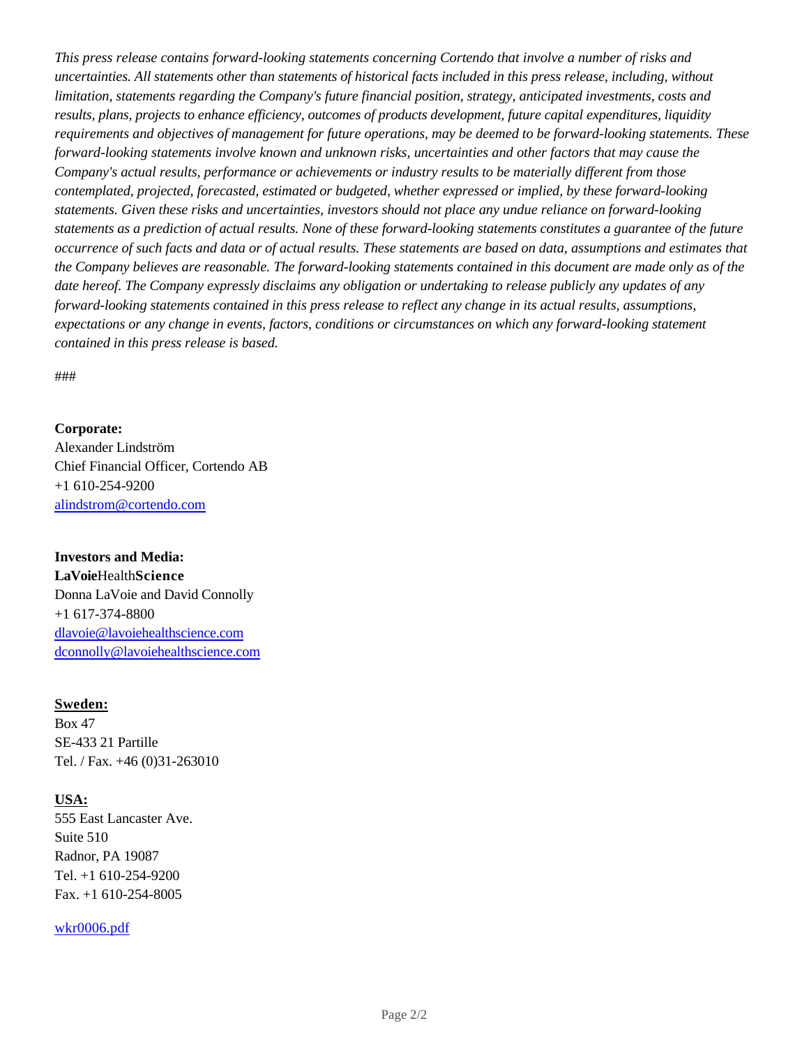*This press release contains forward-looking statements concerning Cortendo that involve a number of risks and uncertainties. All statements other than statements of historical facts included in this press release, including, without limitation, statements regarding the Company's future financial position, strategy, anticipated investments, costs and results, plans, projects to enhance efficiency, outcomes of products development, future capital expenditures, liquidity requirements and objectives of management for future operations, may be deemed to be forward-looking statements. These forward-looking statements involve known and unknown risks, uncertainties and other factors that may cause the Company's actual results, performance or achievements or industry results to be materially different from those contemplated, projected, forecasted, estimated or budgeted, whether expressed or implied, by these forward-looking statements. Given these risks and uncertainties, investors should not place any undue reliance on forward-looking statements as a prediction of actual results. None of these forward-looking statements constitutes a guarantee of the future occurrence of such facts and data or of actual results. These statements are based on data, assumptions and estimates that the Company believes are reasonable. The forward-looking statements contained in this document are made only as of the date hereof. The Company expressly disclaims any obligation or undertaking to release publicly any updates of any forward-looking statements contained in this press release to reflect any change in its actual results, assumptions, expectations or any change in events, factors, conditions or circumstances on which any forward-looking statement contained in this press release is based.*

###

**Corporate:**
Alexander Lindström
Chief Financial Officer, Cortendo AB
+1 610-254-9200
alindstrom@cortendo.com

**Investors and Media:**
**LaVoie**Health**Science**
Donna LaVoie and David Connolly
+1 617-374-8800
dlavoie@lavoiehealthscience.com
dconnolly@lavoiehealthscience.com

**Sweden:**
Box 47
SE-433 21 Partille
Tel. / Fax. +46 (0)31-263010

**USA:**
555 East Lancaster Ave.
Suite 510
Radnor, PA 19087
Tel. +1 610-254-9200
Fax. +1 610-254-8005

wkr0006.pdf